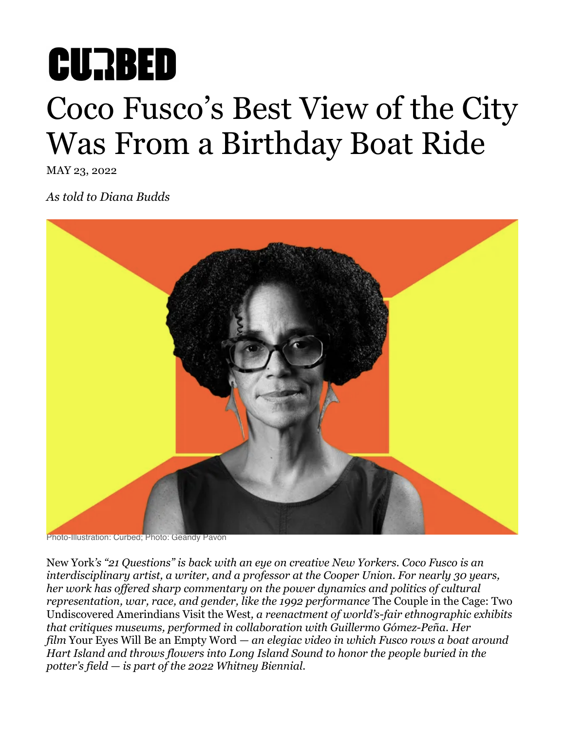CURBED

# Coco Fusco's Best View of the City Was From a Birthday Boat Ride

MAY 23, 2022

*As told to Diana Budds*

Photo-Illustration: Curbed; Photo: Geandy Pavon

New York*'s "21 Questions" is back with an eye on creative New Yorkers. Coco Fusco is an interdisciplinary artist, a writer, and a professor at the Cooper Union. For nearly 30 years, her work has offered sharp commentary on the power dynamics and politics of cultural representation, war, race, and gender, like the 1992 performance* The Couple in the Cage: Two Undiscovered Amerindians Visit the West*, a reenactment of world's-fair ethnographic exhibits that critiques museums, performed in collaboration with Guillermo Gómez-Peña. Her film* Your Eyes Will Be an Empty Word *— an elegiac video in which Fusco rows a boat around Hart Island and throws flowers into Long Island Sound to honor the people buried in the potter's field — is part of the 2022 Whitney Biennial.*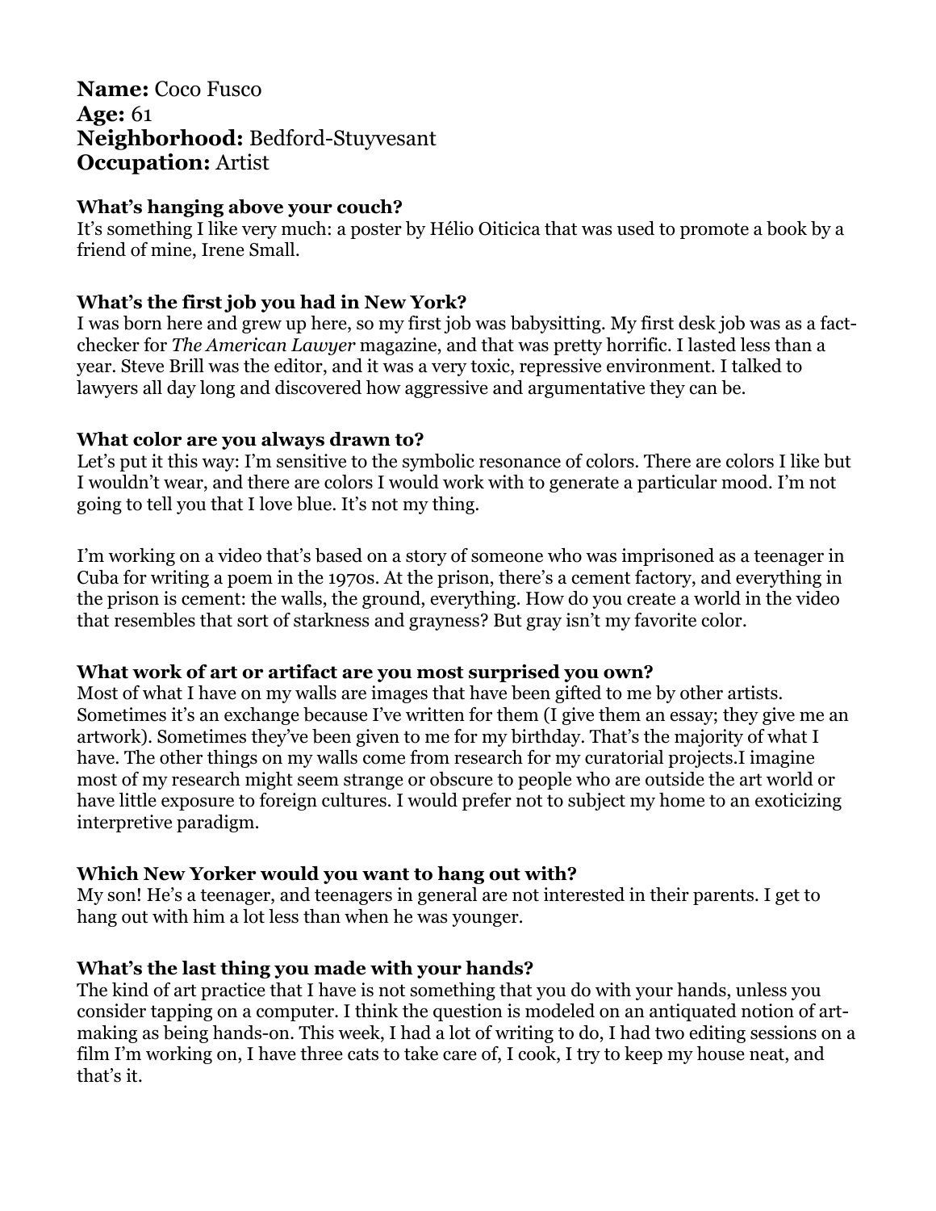**Name:** Coco Fusco
**Age:** 61
**Neighborhood:** Bedford-Stuyvesant
**Occupation:** Artist

**What's hanging above your couch?**
It's something I like very much: a poster by Hélio Oiticica that was used to promote a book by a friend of mine, Irene Small.

**What's the first job you had in New York?**
I was born here and grew up here, so my first job was babysitting. My first desk job was as a fact-checker for *The American Lawyer* magazine, and that was pretty horrific. I lasted less than a year. Steve Brill was the editor, and it was a very toxic, repressive environment. I talked to lawyers all day long and discovered how aggressive and argumentative they can be.

**What color are you always drawn to?**
Let's put it this way: I'm sensitive to the symbolic resonance of colors. There are colors I like but I wouldn't wear, and there are colors I would work with to generate a particular mood. I'm not going to tell you that I love blue. It's not my thing.

I'm working on a video that's based on a story of someone who was imprisoned as a teenager in Cuba for writing a poem in the 1970s. At the prison, there's a cement factory, and everything in the prison is cement: the walls, the ground, everything. How do you create a world in the video that resembles that sort of starkness and grayness? But gray isn't my favorite color.

**What work of art or artifact are you most surprised you own?**
Most of what I have on my walls are images that have been gifted to me by other artists. Sometimes it's an exchange because I've written for them (I give them an essay; they give me an artwork). Sometimes they've been given to me for my birthday. That's the majority of what I have. The other things on my walls come from research for my curatorial projects.I imagine most of my research might seem strange or obscure to people who are outside the art world or have little exposure to foreign cultures. I would prefer not to subject my home to an exoticizing interpretive paradigm.

**Which New Yorker would you want to hang out with?**
My son! He's a teenager, and teenagers in general are not interested in their parents. I get to hang out with him a lot less than when he was younger.

**What's the last thing you made with your hands?**
The kind of art practice that I have is not something that you do with your hands, unless you consider tapping on a computer. I think the question is modeled on an antiquated notion of art-making as being hands-on. This week, I had a lot of writing to do, I had two editing sessions on a film I'm working on, I have three cats to take care of, I cook, I try to keep my house neat, and that's it.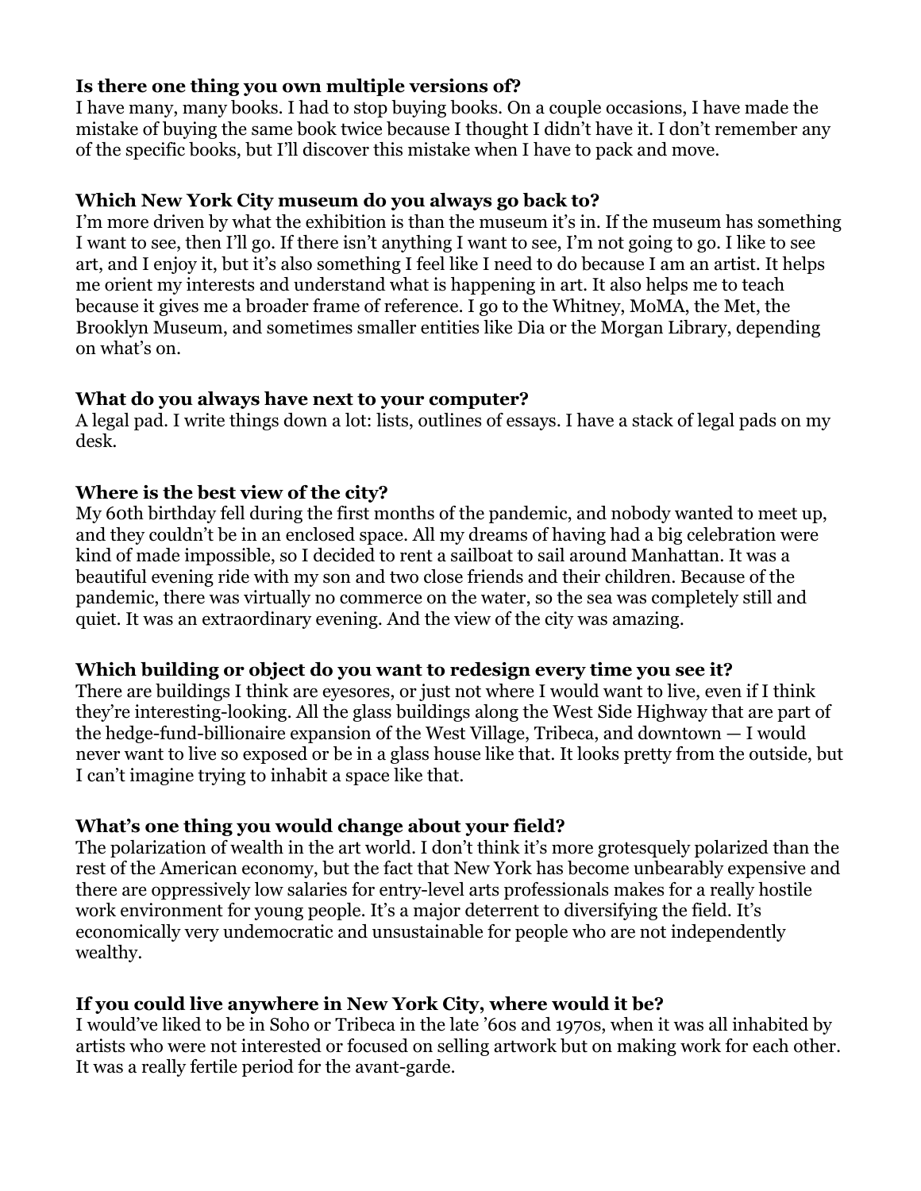**Is there one thing you own multiple versions of?**
I have many, many books. I had to stop buying books. On a couple occasions, I have made the mistake of buying the same book twice because I thought I didn't have it. I don't remember any of the specific books, but I'll discover this mistake when I have to pack and move.

**Which New York City museum do you always go back to?**
I'm more driven by what the exhibition is than the museum it's in. If the museum has something I want to see, then I'll go. If there isn't anything I want to see, I'm not going to go. I like to see art, and I enjoy it, but it's also something I feel like I need to do because I am an artist. It helps me orient my interests and understand what is happening in art. It also helps me to teach because it gives me a broader frame of reference. I go to the Whitney, MoMA, the Met, the Brooklyn Museum, and sometimes smaller entities like Dia or the Morgan Library, depending on what's on.

**What do you always have next to your computer?**
A legal pad. I write things down a lot: lists, outlines of essays. I have a stack of legal pads on my desk.

**Where is the best view of the city?**
My 60th birthday fell during the first months of the pandemic, and nobody wanted to meet up, and they couldn't be in an enclosed space. All my dreams of having had a big celebration were kind of made impossible, so I decided to rent a sailboat to sail around Manhattan. It was a beautiful evening ride with my son and two close friends and their children. Because of the pandemic, there was virtually no commerce on the water, so the sea was completely still and quiet. It was an extraordinary evening. And the view of the city was amazing.

**Which building or object do you want to redesign every time you see it?**
There are buildings I think are eyesores, or just not where I would want to live, even if I think they're interesting-looking. All the glass buildings along the West Side Highway that are part of the hedge-fund-billionaire expansion of the West Village, Tribeca, and downtown — I would never want to live so exposed or be in a glass house like that. It looks pretty from the outside, but I can't imagine trying to inhabit a space like that.

**What's one thing you would change about your field?**
The polarization of wealth in the art world. I don't think it's more grotesquely polarized than the rest of the American economy, but the fact that New York has become unbearably expensive and there are oppressively low salaries for entry-level arts professionals makes for a really hostile work environment for young people. It's a major deterrent to diversifying the field. It's economically very undemocratic and unsustainable for people who are not independently wealthy.

**If you could live anywhere in New York City, where would it be?**
I would've liked to be in Soho or Tribeca in the late '60s and 1970s, when it was all inhabited by artists who were not interested or focused on selling artwork but on making work for each other. It was a really fertile period for the avant-garde.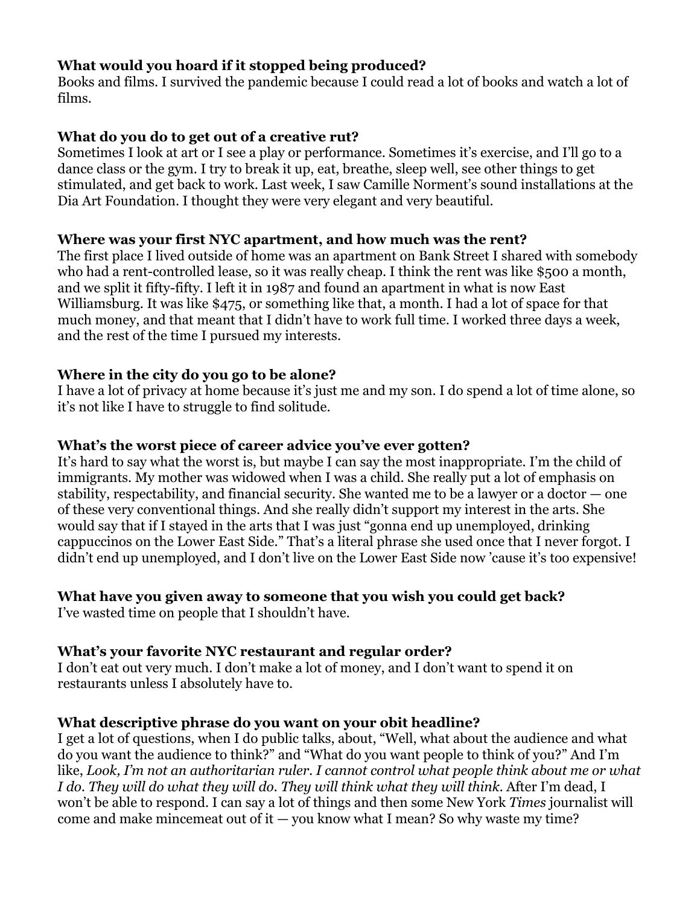**What would you hoard if it stopped being produced?**
Books and films. I survived the pandemic because I could read a lot of books and watch a lot of films.

**What do you do to get out of a creative rut?**
Sometimes I look at art or I see a play or performance. Sometimes it's exercise, and I'll go to a dance class or the gym. I try to break it up, eat, breathe, sleep well, see other things to get stimulated, and get back to work. Last week, I saw Camille Norment's sound installations at the Dia Art Foundation. I thought they were very elegant and very beautiful.

**Where was your first NYC apartment, and how much was the rent?**
The first place I lived outside of home was an apartment on Bank Street I shared with somebody who had a rent-controlled lease, so it was really cheap. I think the rent was like $500 a month, and we split it fifty-fifty. I left it in 1987 and found an apartment in what is now East Williamsburg. It was like $475, or something like that, a month. I had a lot of space for that much money, and that meant that I didn't have to work full time. I worked three days a week, and the rest of the time I pursued my interests.

**Where in the city do you go to be alone?**
I have a lot of privacy at home because it's just me and my son. I do spend a lot of time alone, so it's not like I have to struggle to find solitude.

**What's the worst piece of career advice you've ever gotten?**
It's hard to say what the worst is, but maybe I can say the most inappropriate. I'm the child of immigrants. My mother was widowed when I was a child. She really put a lot of emphasis on stability, respectability, and financial security. She wanted me to be a lawyer or a doctor — one of these very conventional things. And she really didn't support my interest in the arts. She would say that if I stayed in the arts that I was just "gonna end up unemployed, drinking cappuccinos on the Lower East Side." That's a literal phrase she used once that I never forgot. I didn't end up unemployed, and I don't live on the Lower East Side now 'cause it's too expensive!

**What have you given away to someone that you wish you could get back?**
I've wasted time on people that I shouldn't have.

**What's your favorite NYC restaurant and regular order?**
I don't eat out very much. I don't make a lot of money, and I don't want to spend it on restaurants unless I absolutely have to.

**What descriptive phrase do you want on your obit headline?**
I get a lot of questions, when I do public talks, about, "Well, what about the audience and what do you want the audience to think?" and "What do you want people to think of you?" And I'm like, *Look, I'm not an authoritarian ruler. I cannot control what people think about me or what I do. They will do what they will do. They will think what they will think.* After I'm dead, I won't be able to respond. I can say a lot of things and then some New York *Times* journalist will come and make mincemeat out of it — you know what I mean? So why waste my time?